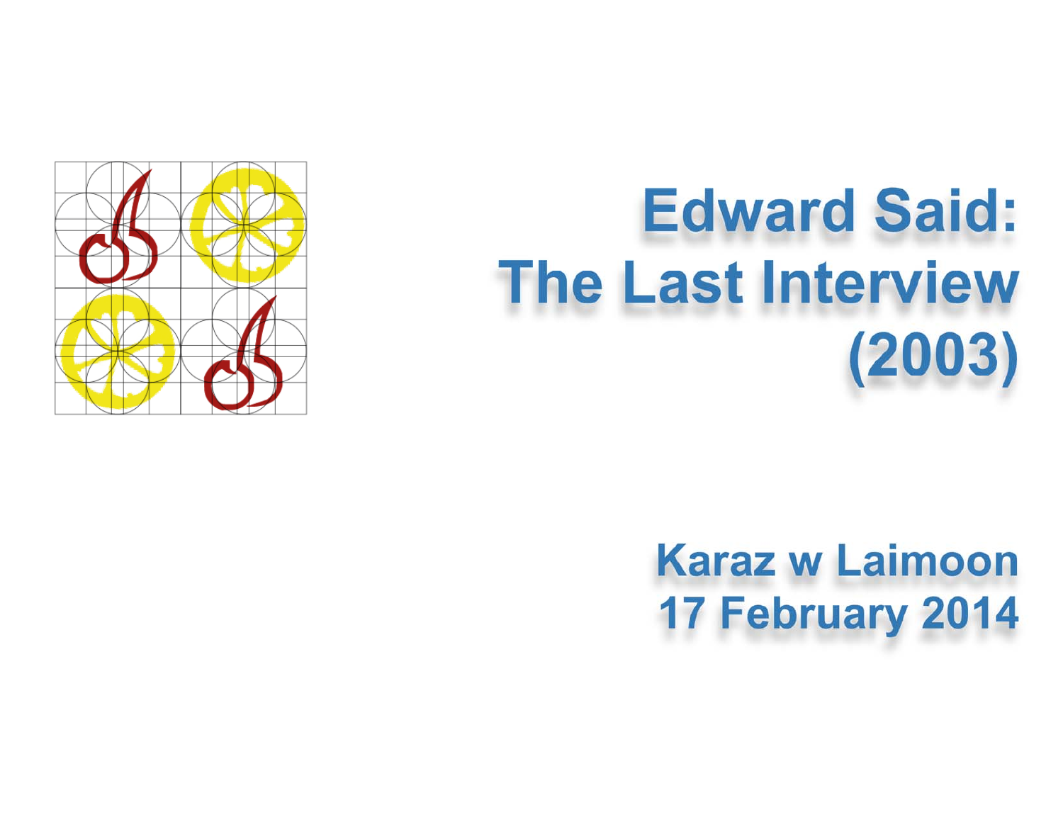# Edward Said: The Last Interview (2003)

**Karaz w Laimoon**
**17 February 2014**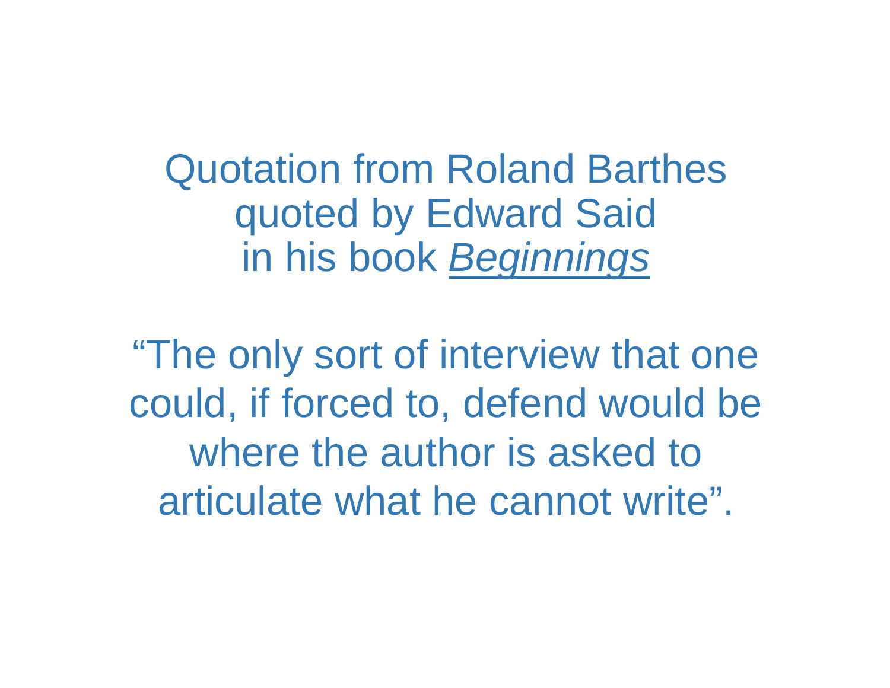Quotation from Roland Barthes
quoted by Edward Said
in his book *Beginnings*

"The only sort of interview that one could, if forced to, defend would be where the author is asked to articulate what he cannot write".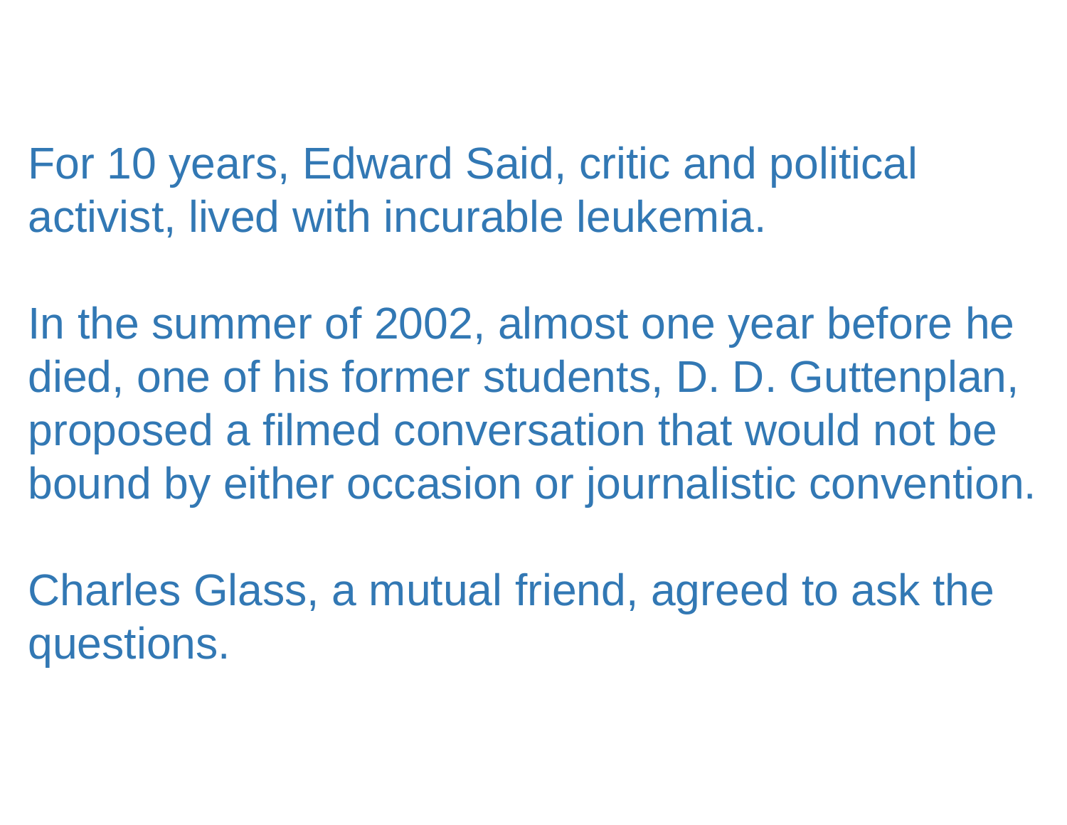For 10 years, Edward Said, critic and political activist, lived with incurable leukemia.

In the summer of 2002, almost one year before he died, one of his former students, D. D. Guttenplan, proposed a filmed conversation that would not be bound by either occasion or journalistic convention.

Charles Glass, a mutual friend, agreed to ask the questions.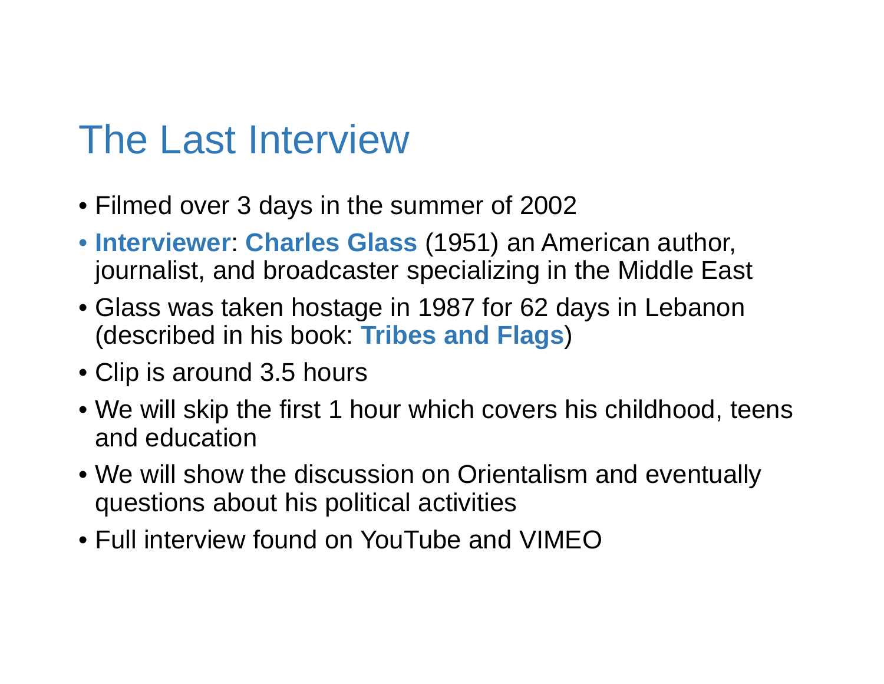# The Last Interview

- Filmed over 3 days in the summer of 2002
- **Interviewer**: **Charles Glass** (1951) an American author, journalist, and broadcaster specializing in the Middle East
- Glass was taken hostage in 1987 for 62 days in Lebanon (described in his book: **Tribes and Flags**)
- Clip is around 3.5 hours
- We will skip the first 1 hour which covers his childhood, teens and education
- We will show the discussion on Orientalism and eventually questions about his political activities
- Full interview found on YouTube and VIMEO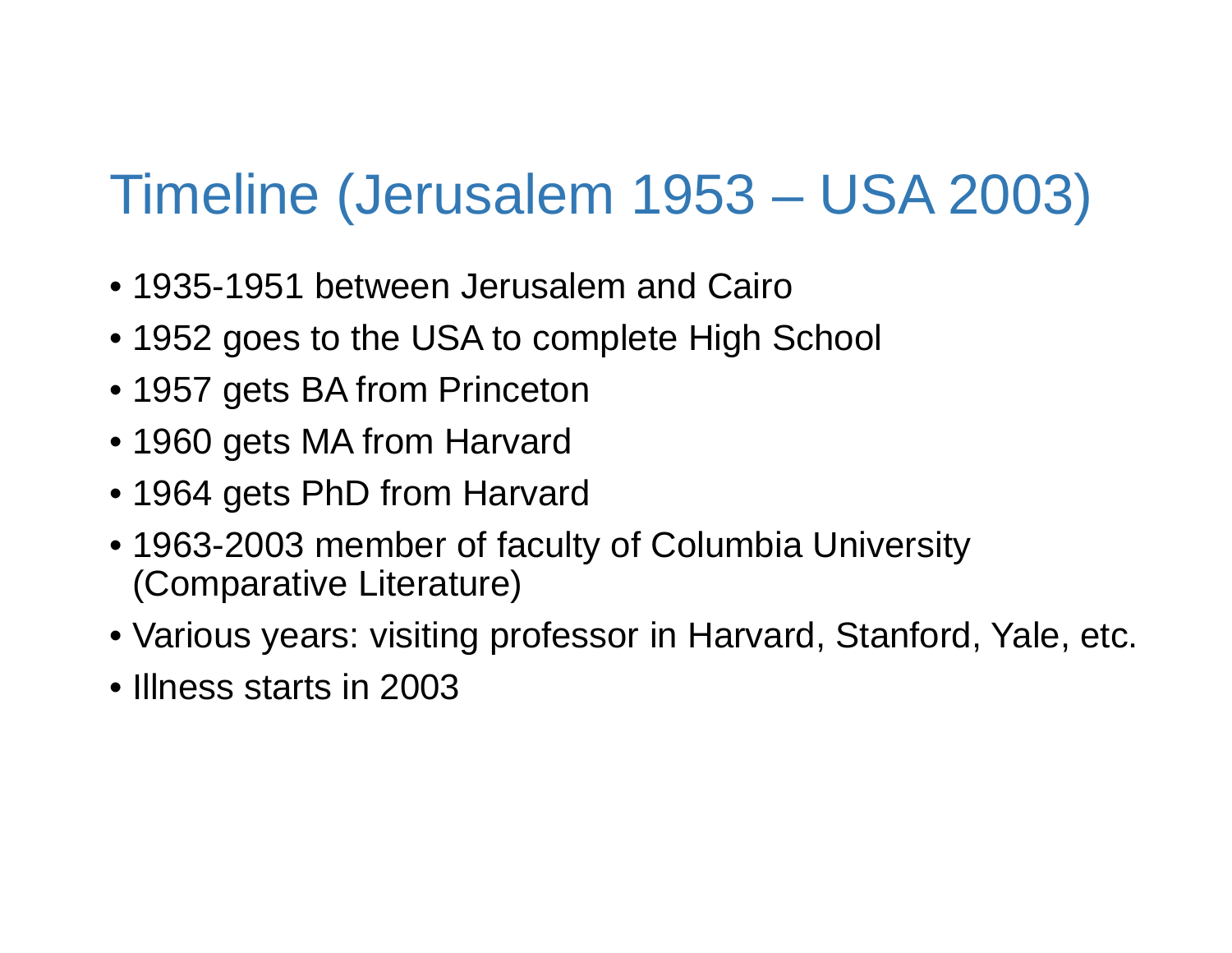# Timeline (Jerusalem 1953 – USA 2003)

- 1935-1951 between Jerusalem and Cairo
- 1952 goes to the USA to complete High School
- 1957 gets BA from Princeton
- 1960 gets MA from Harvard
- 1964 gets PhD from Harvard
- 1963-2003 member of faculty of Columbia University (Comparative Literature)
- Various years: visiting professor in Harvard, Stanford, Yale, etc.
- Illness starts in 2003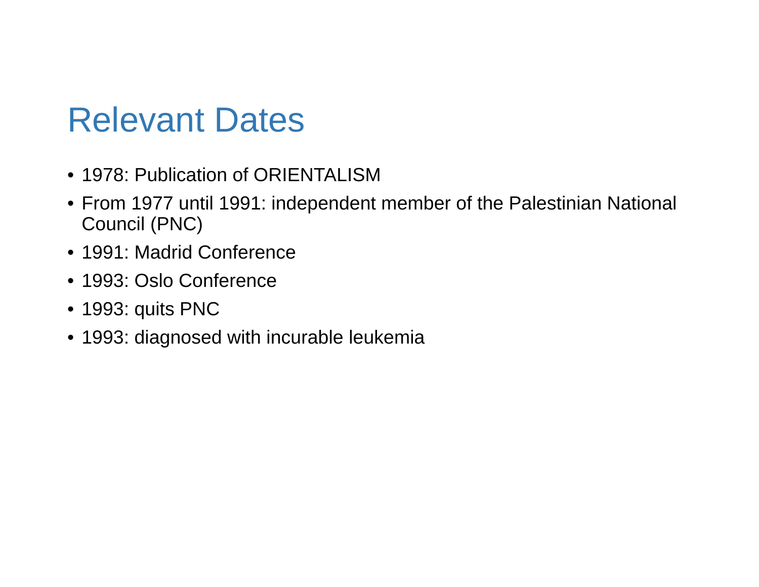# Relevant Dates

- 1978: Publication of ORIENTALISM
- From 1977 until 1991: independent member of the Palestinian National Council (PNC)
- 1991: Madrid Conference
- 1993: Oslo Conference
- 1993: quits PNC
- 1993: diagnosed with incurable leukemia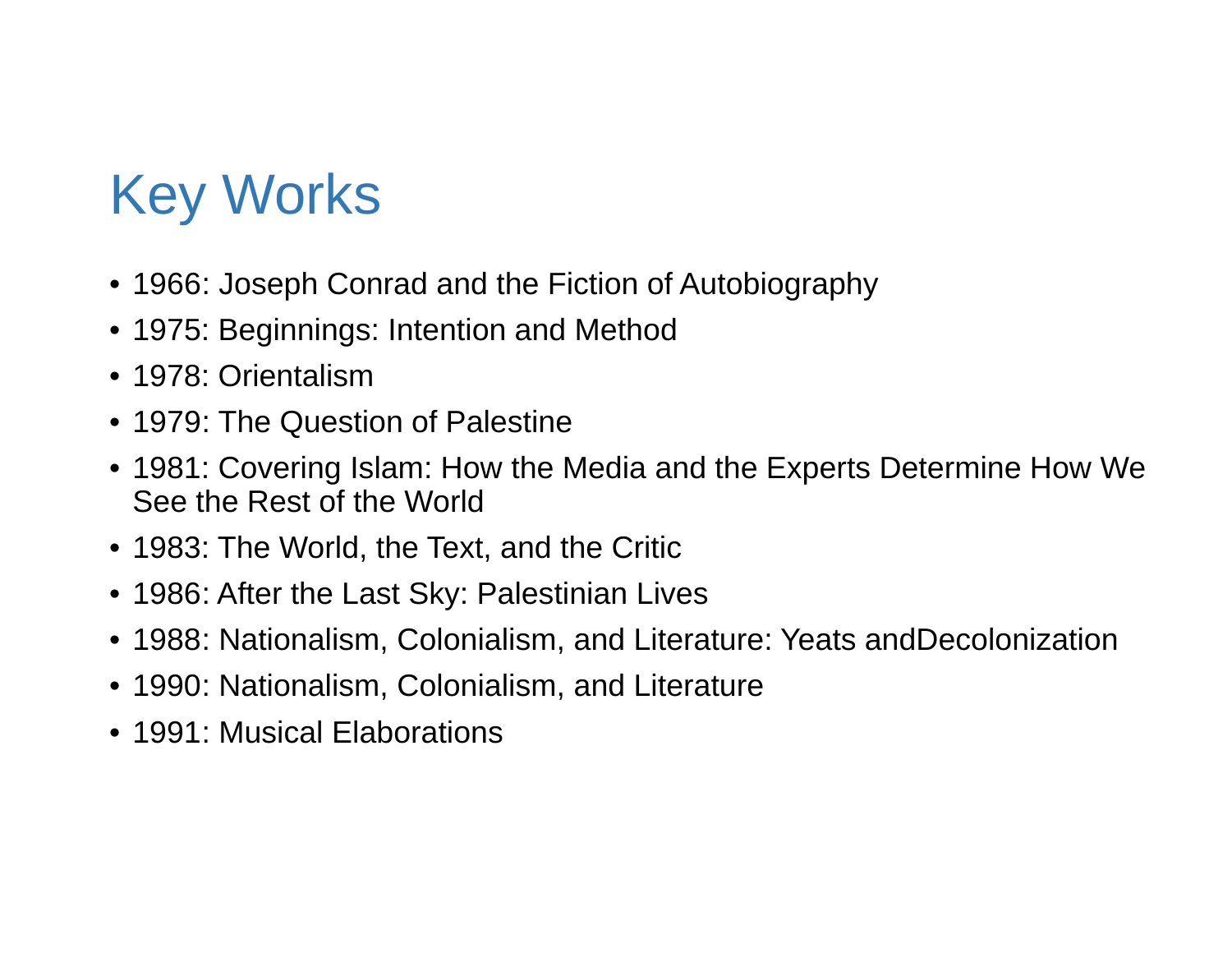# Key Works

- 1966: Joseph Conrad and the Fiction of Autobiography
- 1975: Beginnings: Intention and Method
- 1978: Orientalism
- 1979: The Question of Palestine
- 1981: Covering Islam: How the Media and the Experts Determine How We See the Rest of the World
- 1983: The World, the Text, and the Critic
- 1986: After the Last Sky: Palestinian Lives
- 1988: Nationalism, Colonialism, and Literature: Yeats andDecolonization
- 1990: Nationalism, Colonialism, and Literature
- 1991: Musical Elaborations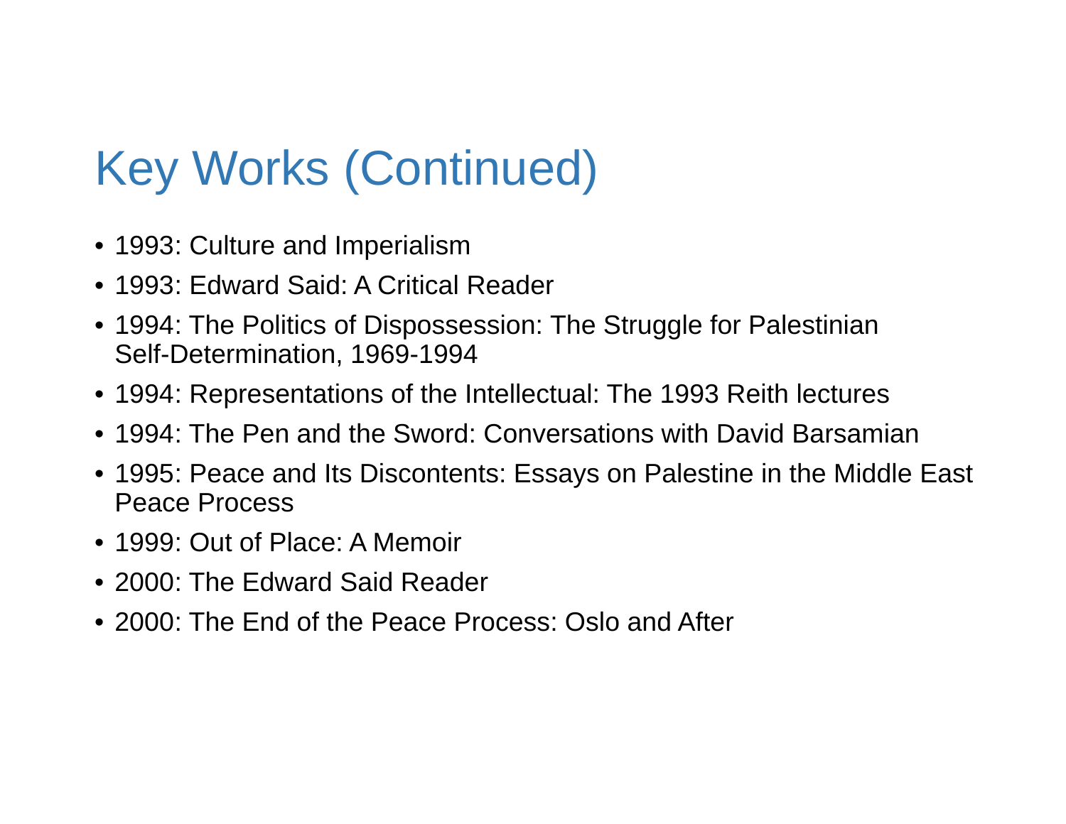# Key Works (Continued)

- 1993: Culture and Imperialism
- 1993: Edward Said: A Critical Reader
- 1994: The Politics of Dispossession: The Struggle for Palestinian Self-Determination, 1969-1994
- 1994: Representations of the Intellectual: The 1993 Reith lectures
- 1994: The Pen and the Sword: Conversations with David Barsamian
- 1995: Peace and Its Discontents: Essays on Palestine in the Middle East Peace Process
- 1999: Out of Place: A Memoir
- 2000: The Edward Said Reader
- 2000: The End of the Peace Process: Oslo and After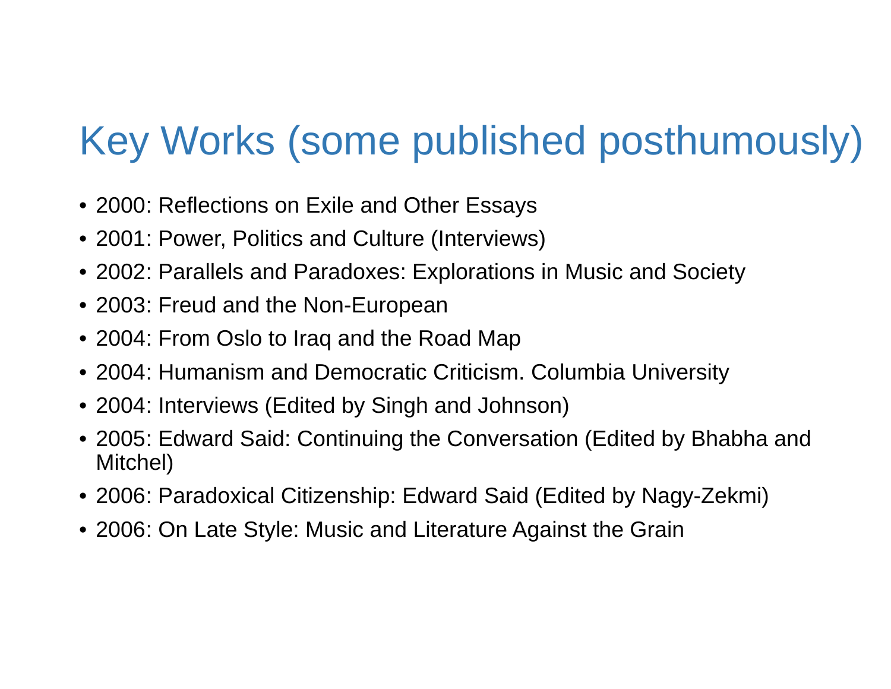# Key Works (some published posthumously)

- 2000: Reflections on Exile and Other Essays
- 2001: Power, Politics and Culture (Interviews)
- 2002: Parallels and Paradoxes: Explorations in Music and Society
- 2003: Freud and the Non-European
- 2004: From Oslo to Iraq and the Road Map
- 2004: Humanism and Democratic Criticism. Columbia University
- 2004: Interviews (Edited by Singh and Johnson)
- 2005: Edward Said: Continuing the Conversation (Edited by Bhabha and Mitchel)
- 2006: Paradoxical Citizenship: Edward Said (Edited by Nagy-Zekmi)
- 2006: On Late Style: Music and Literature Against the Grain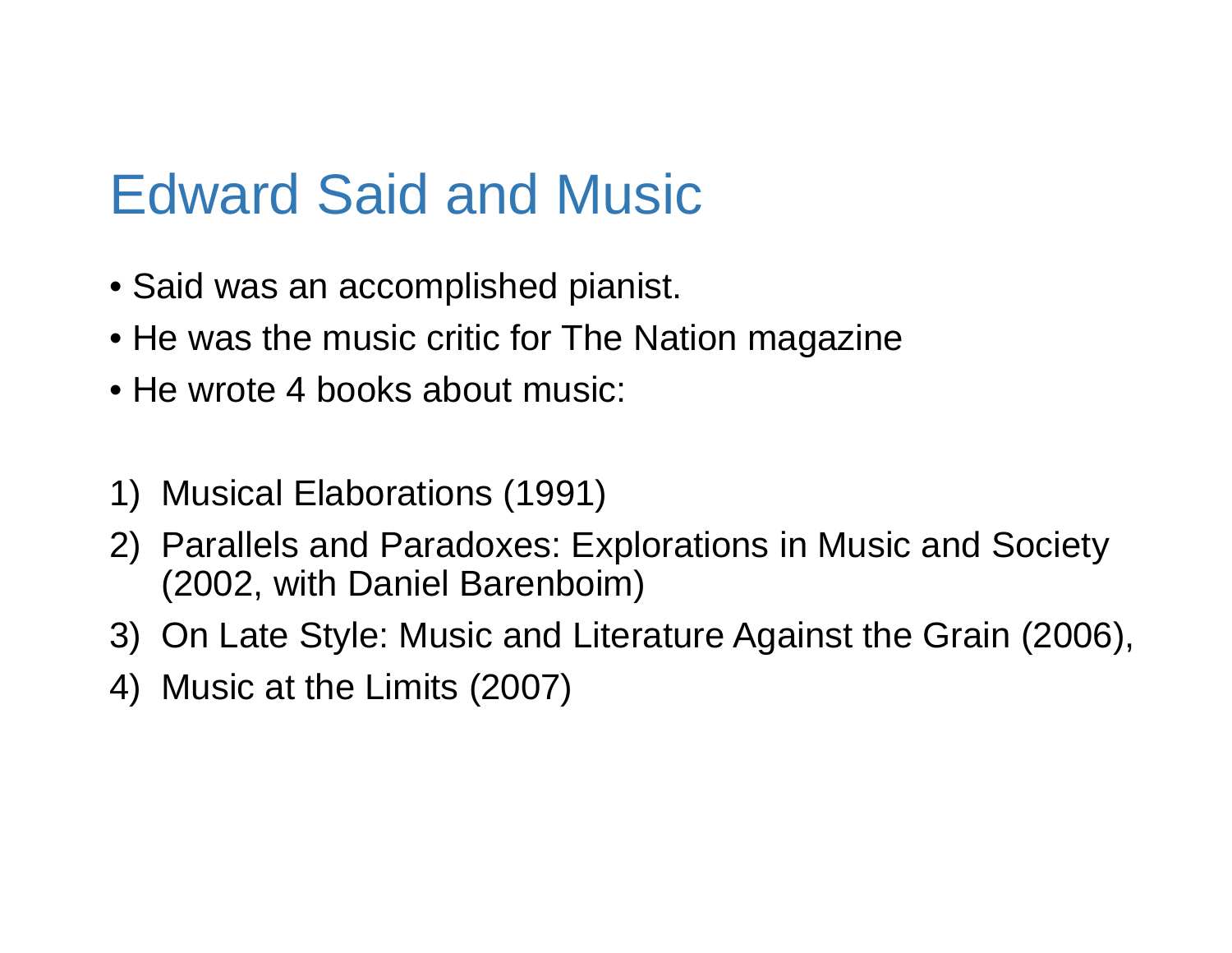# Edward Said and Music

- Said was an accomplished pianist.
- He was the music critic for The Nation magazine
- He wrote 4 books about music:

1) Musical Elaborations (1991)
2) Parallels and Paradoxes: Explorations in Music and Society (2002, with Daniel Barenboim)
3) On Late Style: Music and Literature Against the Grain (2006),
4) Music at the Limits (2007)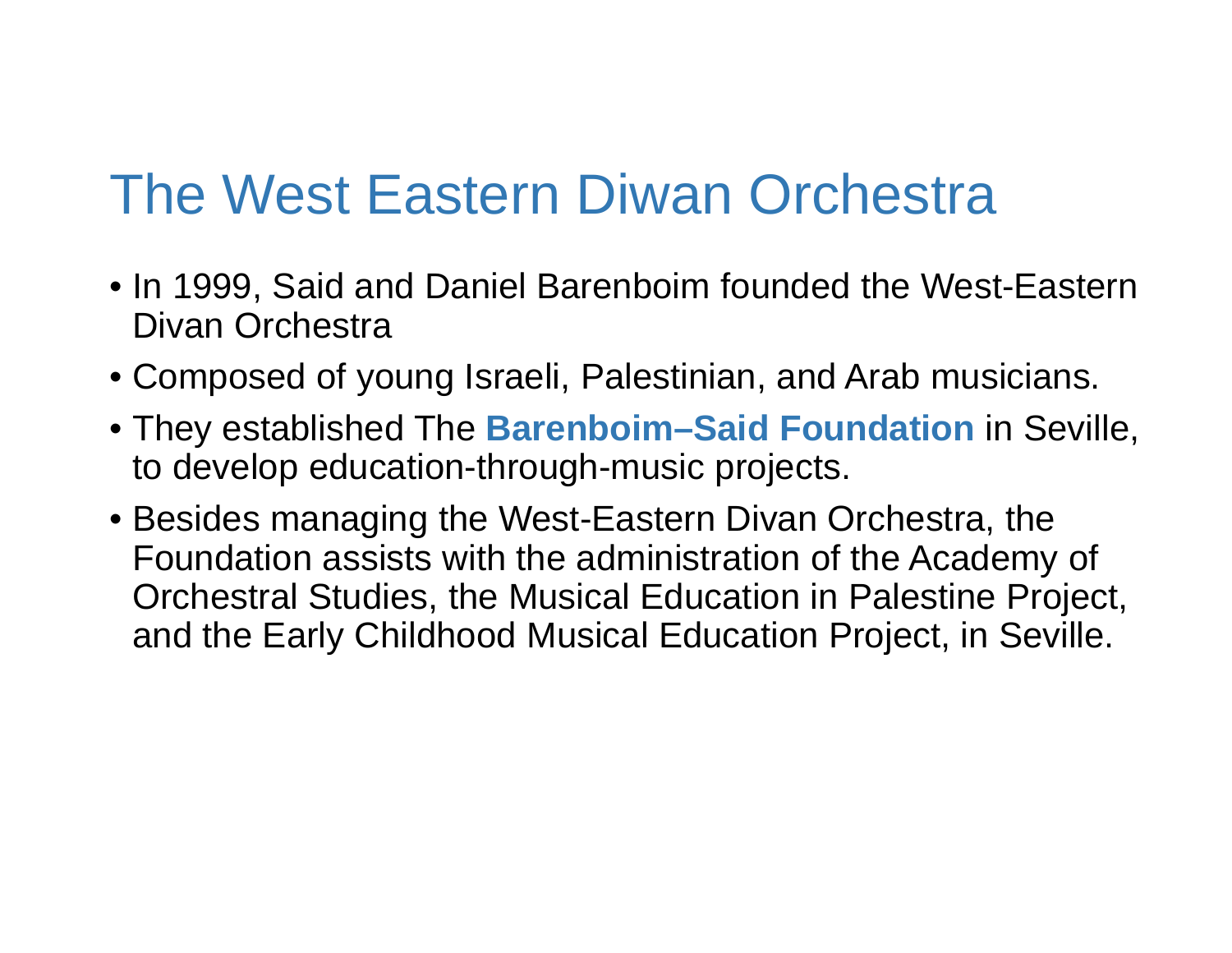# The West Eastern Diwan Orchestra

- In 1999, Said and Daniel Barenboim founded the West-Eastern Divan Orchestra
- Composed of young Israeli, Palestinian, and Arab musicians.
- They established The **Barenboim–Said Foundation** in Seville, to develop education-through-music projects.
- Besides managing the West-Eastern Divan Orchestra, the Foundation assists with the administration of the Academy of Orchestral Studies, the Musical Education in Palestine Project, and the Early Childhood Musical Education Project, in Seville.